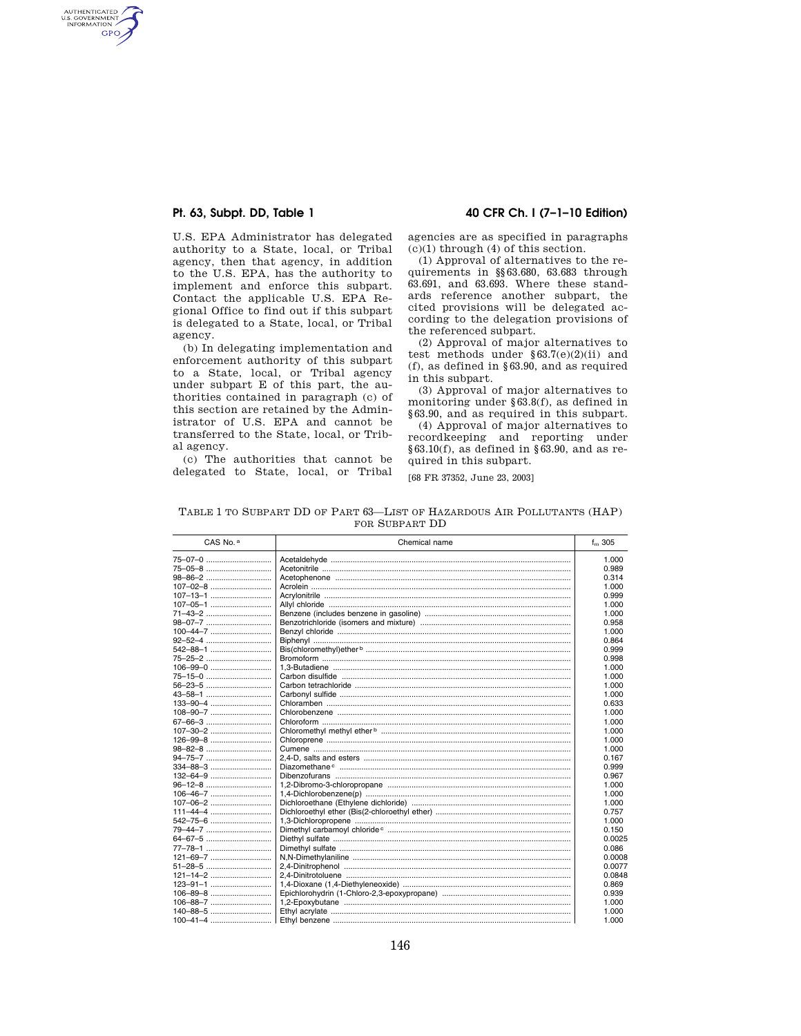U.S. EPA Administrator has delegated authority to a State, local, or Tribal agency, then that agency, in addition to the U.S. EPA, has the authority to implement and enforce this subpart. Contact the applicable U.S. EPA Regional Office to find out if this subpart is delegated to a State, local, or Tribal agency.

(b) In delegating implementation and enforcement authority of this subpart to a State, local, or Tribal agency under subpart E of this part, the authorities contained in paragraph (c) of this section are retained by the Administrator of U.S. EPA and cannot be transferred to the State, local, or Tribal agency.

(c) The authorities that cannot be delegated to State, local, or Tribal agencies are as specified in paragraphs (c)(1) through (4) of this section.

(1) Approval of alternatives to the requirements in §§63.680, 63.683 through 63.691, and 63.693. Where these standards reference another subpart, the cited provisions will be delegated according to the delegation provisions of the referenced subpart.

(2) Approval of major alternatives to test methods under §63.7(e)(2)(ii) and (f), as defined in §63.90, and as required in this subpart.

(3) Approval of major alternatives to monitoring under §63.8(f), as defined in §63.90, and as required in this subpart.

(4) Approval of major alternatives to recordkeeping and reporting under §63.10(f), as defined in §63.90, and as required in this subpart.

[68 FR 37352, June 23, 2003]

TABLE 1 TO SUBPART DD OF PART 63—LIST OF HAZARDOUS AIR POLLUTANTS (HAP) FOR SUBPART DD

| CAS No. [a] | Chemical name | $f_m$ 305 |
|---|---|---|
| 75–07–0 | Acetaldehyde | 1.000 |
| 75–05–8 | Acetonitrile | 0.989 |
| 98–86–2 | Acetophenone | 0.314 |
| 107–02–8 | Acrolein | 1.000 |
| 107–13–1 | Acrylonitrile | 0.999 |
| 107–05–1 | Allyl chloride | 1.000 |
| 71–43–2 | Benzene (includes benzene in gasoline) | 1.000 |
| 98–07–7 | Benzotrichloride (isomers and mixture) | 0.958 |
| 100–44–7 | Benzyl chloride | 1.000 |
| 92–52–4 | Biphenyl | 0.864 |
| 542–88–1 | Bis(chloromethyl)ether [b] | 0.999 |
| 75–25–2 | Bromoform | 0.998 |
| 106–99–0 | 1,3-Butadiene | 1.000 |
| 75–15–0 | Carbon disulfide | 1.000 |
| 56–23–5 | Carbon tetrachloride | 1.000 |
| 43–58–1 | Carbonyl sulfide | 1.000 |
| 133–90–4 | Chloramben | 0.633 |
| 108–90–7 | Chlorobenzene | 1.000 |
| 67–66–3 | Chloroform | 1.000 |
| 107–30–2 | Chloromethyl methyl ether [b] | 1.000 |
| 126–99–8 | Chloroprene | 1.000 |
| 98–82–8 | Cumene | 1.000 |
| 94–75–7 | 2,4-D, salts and esters | 0.167 |
| 334–88–3 | Diazomethane [c] | 0.999 |
| 132–64–9 | Dibenzofurans | 0.967 |
| 96–12–8 | 1,2-Dibromo-3-chloropropane | 1.000 |
| 106–46–7 | 1,4-Dichlorobenzene(p) | 1.000 |
| 107–06–2 | Dichloroethane (Ethylene dichloride) | 1.000 |
| 111–44–4 | Dichloroethyl ether (Bis(2-chloroethyl ether) | 0.757 |
| 542–75–6 | 1,3-Dichloropropene | 1.000 |
| 79–44–7 | Dimethyl carbamoyl chloride [c] | 0.150 |
| 64–67–5 | Diethyl sulfate | 0.0025 |
| 77–78–1 | Dimethyl sulfate | 0.086 |
| 121–69–7 | N,N-Dimethylaniline | 0.0008 |
| 51–28–5 | 2,4-Dinitrophenol | 0.0077 |
| 121–14–2 | 2,4-Dinitrotoluene | 0.0848 |
| 123–91–1 | 1,4-Dioxane (1,4-Diethyleneoxide) | 0.869 |
| 106–89–8 | Epichlorohydrin (1-Chloro-2,3-epoxypropane) | 0.939 |
| 106–88–7 | 1,2-Epoxybutane | 1.000 |
| 140–88–5 | Ethyl acrylate | 1.000 |
| 100–41–4 | Ethyl benzene | 1.000 |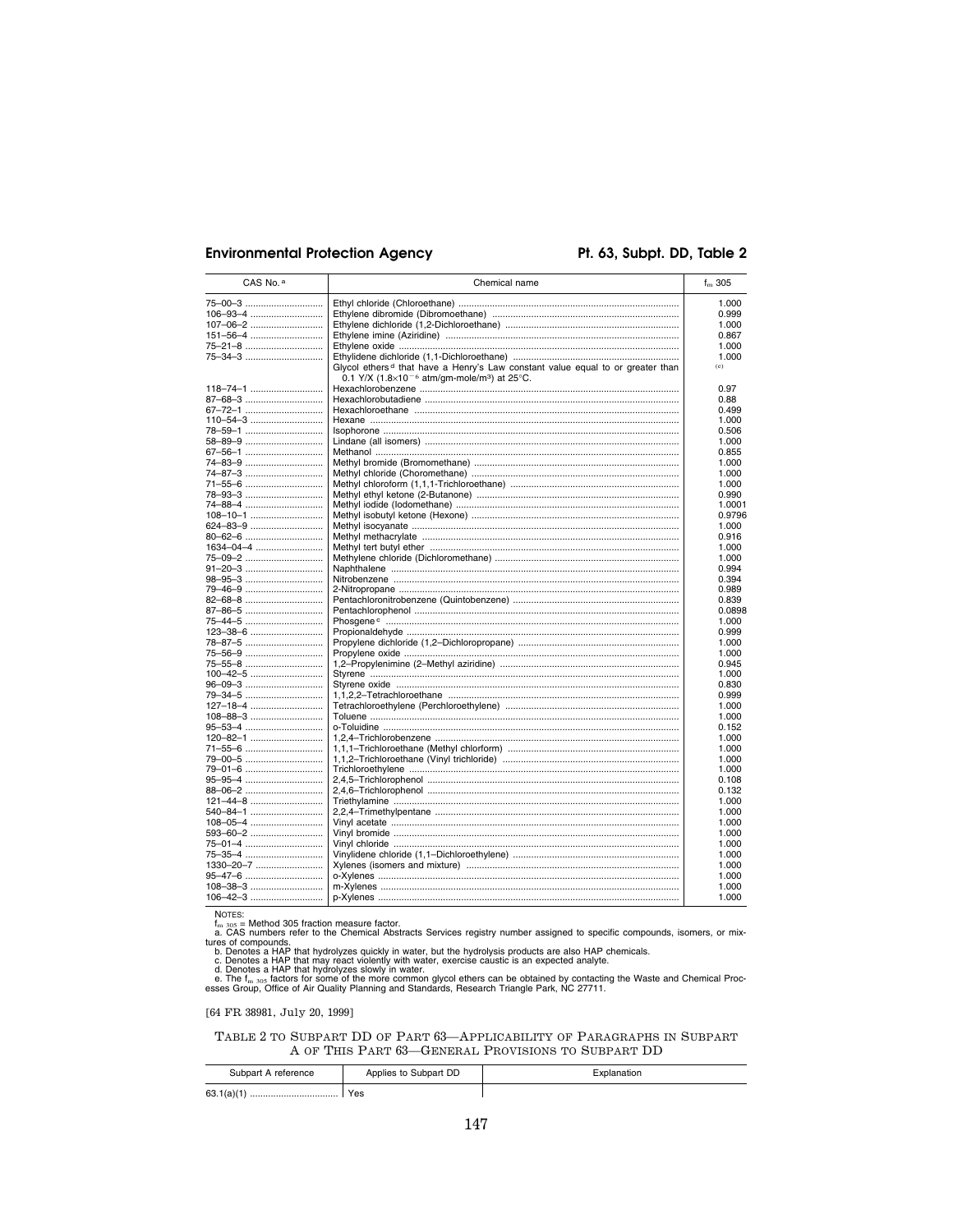| CAS No. [a] | Chemical name | $f_m$ 305 |
|---|---|---|
| 75–00–3 | Ethyl chloride (Chloroethane) | 1.000 |
| 106–93–4 | Ethylene dibromide (Dibromoethane) | 0.999 |
| 107–06–2 | Ethylene dichloride (1,2-Dichloroethane) | 1.000 |
| 151–56–4 | Ethylene imine (Aziridine) | 0.867 |
| 75–21–8 | Ethylene oxide | 1.000 |
| 75–34–3 | Ethylidene dichloride (1,1-Dichloroethane) | 1.000 |
| | Glycol ethers [d] that have a Henry's Law constant value equal to or greater than 0.1 Y/X ($1.8\times10^{-6}$ atm/gm-mole/m[3]) at 25°C. | (e) |
| 118–74–1 | Hexachlorobenzene | 0.97 |
| 87–68–3 | Hexachlorobutadiene | 0.88 |
| 67–72–1 | Hexachloroethane | 0.499 |
| 110–54–3 | Hexane | 1.000 |
| 78–59–1 | Isophorone | 0.506 |
| 58–89–9 | Lindane (all isomers) | 1.000 |
| 67–56–1 | Methanol | 0.855 |
| 74–83–9 | Methyl bromide (Bromomethane) | 1.000 |
| 74–87–3 | Methyl chloride (Choromethane) | 1.000 |
| 71–55–6 | Methyl chloroform (1,1,1-Trichloroethane) | 1.000 |
| 78–93–3 | Methyl ethyl ketone (2-Butanone) | 0.990 |
| 74–88–4 | Methyl iodide (Iodomethane) | 1.0001 |
| 108–10–1 | Methyl isobutyl ketone (Hexone) | 0.9796 |
| 624–83–9 | Methyl isocyanate | 1.000 |
| 80–62–6 | Methyl methacrylate | 0.916 |
| 1634–04–4 | Methyl tert butyl ether | 1.000 |
| 75–09–2 | Methylene chloride (Dichloromethane) | 1.000 |
| 91–20–3 | Naphthalene | 0.994 |
| 98–95–3 | Nitrobenzene | 0.394 |
| 79–46–9 | 2-Nitropropane | 0.989 |
| 82–68–8 | Pentachloronitrobenzene (Quintobenzene) | 0.839 |
| 87–86–5 | Pentachlorophenol | 0.0898 |
| 75–44–5 | Phosgene [c] | 1.000 |
| 123–38–6 | Propionaldehyde | 0.999 |
| 78–87–5 | Propylene dichloride (1,2–Dichloropropane) | 1.000 |
| 75–56–9 | Propylene oxide | 1.000 |
| 75–55–8 | 1,2–Propylenimine (2–Methyl aziridine) | 0.945 |
| 100–42–5 | Styrene | 1.000 |
| 96–09–3 | Styrene oxide | 0.830 |
| 79–34–5 | 1,1,2,2–Tetrachloroethane | 0.999 |
| 127–18–4 | Tetrachloroethylene (Perchloroethylene) | 1.000 |
| 108–88–3 | Toluene | 1.000 |
| 95–53–4 | o-Toluidine | 0.152 |
| 120–82–1 | 1,2,4–Trichlorobenzene | 1.000 |
| 71–55–6 | 1,1,1–Trichloroethane (Methyl chlorform) | 1.000 |
| 79–00–5 | 1,1,2–Trichloroethane (Vinyl trichloride) | 1.000 |
| 79–01–6 | Trichloroethylene | 1.000 |
| 95–95–4 | 2,4,5–Trichlorophenol | 0.108 |
| 88–06–2 | 2,4,6–Trichlorophenol | 0.132 |
| 121–44–8 | Triethylamine | 1.000 |
| 540–84–1 | 2,2,4–Trimethylpentane | 1.000 |
| 108–05–4 | Vinyl acetate | 1.000 |
| 593–60–2 | Vinyl bromide | 1.000 |
| 75–01–4 | Vinyl chloride | 1.000 |
| 75–35–4 | Vinylidene chloride (1,1–Dichloroethylene) | 1.000 |
| 1330–20–7 | Xylenes (isomers and mixture) | 1.000 |
| 95–47–6 | o-Xylenes | 1.000 |
| 108–38–3 | m-Xylenes | 1.000 |
| 106–42–3 | p-Xylenes | 1.000 |

NOTES:

$f_{m\ 305}$ = Method 305 fraction measure factor.

a. CAS numbers refer to the Chemical Abstracts Services registry number assigned to specific compounds, isomers, or mixtures of compounds.

b. Denotes a HAP that hydrolyzes quickly in water, but the hydrolysis products are also HAP chemicals.

c. Denotes a HAP that may react violently with water, exercise caustic is an expected analyte.

d. Denotes a HAP that hydrolyzes slowly in water.

e. The $f_{m\ 305}$ factors for some of the more common glycol ethers can be obtained by contacting the Waste and Chemical Processes Group, Office of Air Quality Planning and Standards, Research Triangle Park, NC 27711.

[64 FR 38981, July 20, 1999]

## TABLE 2 TO SUBPART DD OF PART 63—APPLICABILITY OF PARAGRAPHS IN SUBPART A OF THIS PART 63—GENERAL PROVISIONS TO SUBPART DD

| Subpart A reference | Applies to Subpart DD | Explanation |
|---|---|---|
| 63.1(a)(1) | Yes | |